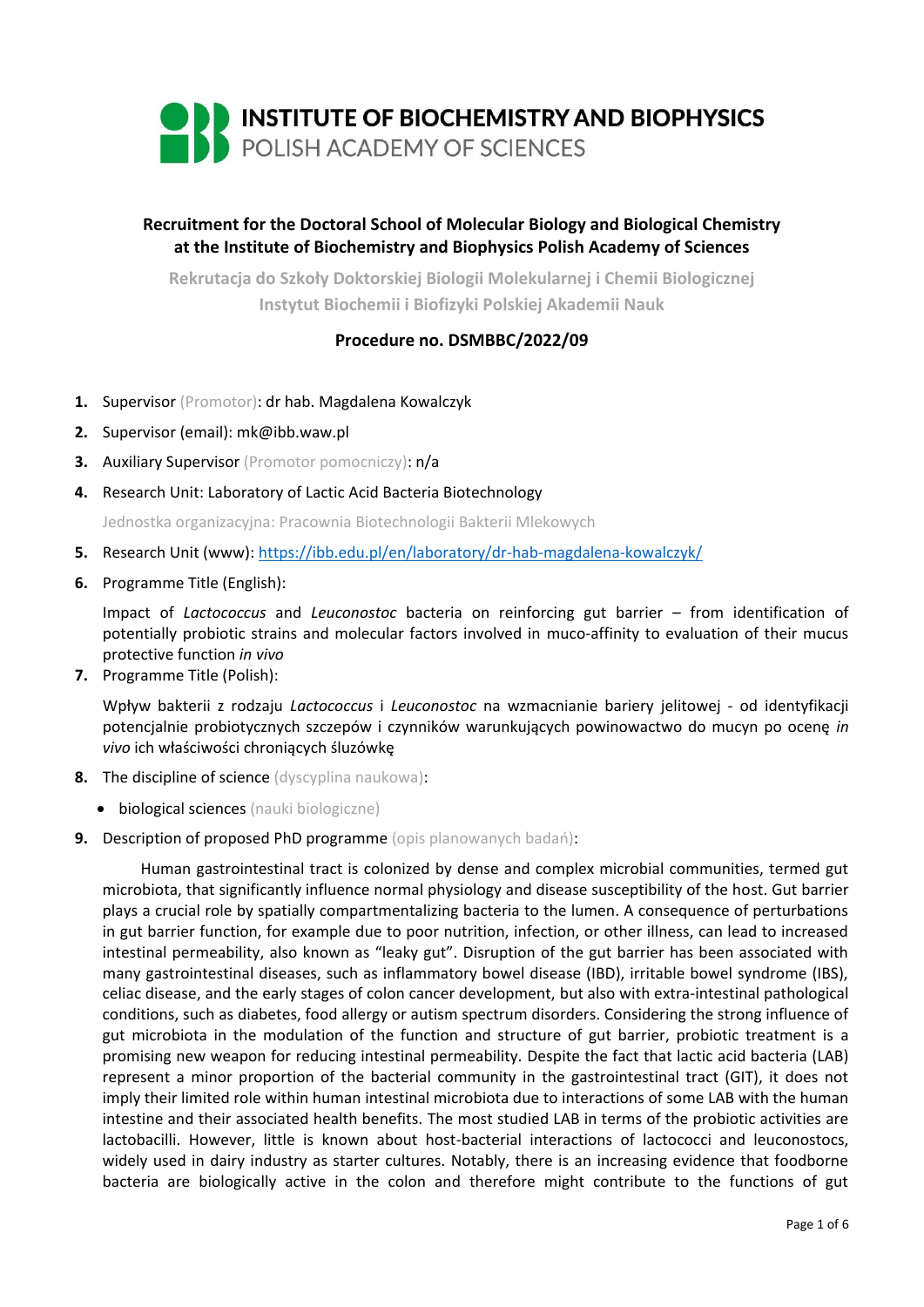**INSTITUTE OF BIOCHEMISTRY AND BIOPHYSICS**
POLISH ACADEMY OF SCIENCES

## Recruitment for the Doctoral School of Molecular Biology and Biological Chemistry at the Institute of Biochemistry and Biophysics Polish Academy of Sciences

**Rekrutacja do Szkoły Doktorskiej Biologii Molekularnej i Chemii Biologicznej Instytut Biochemii i Biofizyki Polskiej Akademii Nauk**

### Procedure no. DSMBBC/2022/09

1. Supervisor (Promotor): dr hab. Magdalena Kowalczyk
2. Supervisor (email): mk@ibb.waw.pl
3. Auxiliary Supervisor (Promotor pomocniczy): n/a
4. Research Unit: Laboratory of Lactic Acid Bacteria Biotechnology

   Jednostka organizacyjna: Pracownia Biotechnologii Bakterii Mlekowych
5. Research Unit (www): https://ibb.edu.pl/en/laboratory/dr-hab-magdalena-kowalczyk/
6. Programme Title (English):

   Impact of *Lactococcus* and *Leuconostoc* bacteria on reinforcing gut barrier – from identification of potentially probiotic strains and molecular factors involved in muco-affinity to evaluation of their mucus protective function *in vivo*
7. Programme Title (Polish):

   Wpływ bakterii z rodzaju *Lactococcus* i *Leuconostoc* na wzmacnianie bariery jelitowej - od identyfikacji potencjalnie probiotycznych szczepów i czynników warunkujących powinowactwo do mucyn po ocenę *in vivo* ich właściwości chroniących śluzówkę
8. The discipline of science (dyscyplina naukowa):
   - biological sciences (nauki biologiczne)
9. Description of proposed PhD programme (opis planowanych badań):

Human gastrointestinal tract is colonized by dense and complex microbial communities, termed gut microbiota, that significantly influence normal physiology and disease susceptibility of the host. Gut barrier plays a crucial role by spatially compartmentalizing bacteria to the lumen. A consequence of perturbations in gut barrier function, for example due to poor nutrition, infection, or other illness, can lead to increased intestinal permeability, also known as "leaky gut". Disruption of the gut barrier has been associated with many gastrointestinal diseases, such as inflammatory bowel disease (IBD), irritable bowel syndrome (IBS), celiac disease, and the early stages of colon cancer development, but also with extra-intestinal pathological conditions, such as diabetes, food allergy or autism spectrum disorders. Considering the strong influence of gut microbiota in the modulation of the function and structure of gut barrier, probiotic treatment is a promising new weapon for reducing intestinal permeability. Despite the fact that lactic acid bacteria (LAB) represent a minor proportion of the bacterial community in the gastrointestinal tract (GIT), it does not imply their limited role within human intestinal microbiota due to interactions of some LAB with the human intestine and their associated health benefits. The most studied LAB in terms of the probiotic activities are lactobacilli. However, little is known about host-bacterial interactions of lactococci and leuconostocs, widely used in dairy industry as starter cultures. Notably, there is an increasing evidence that foodborne bacteria are biologically active in the colon and therefore might contribute to the functions of gut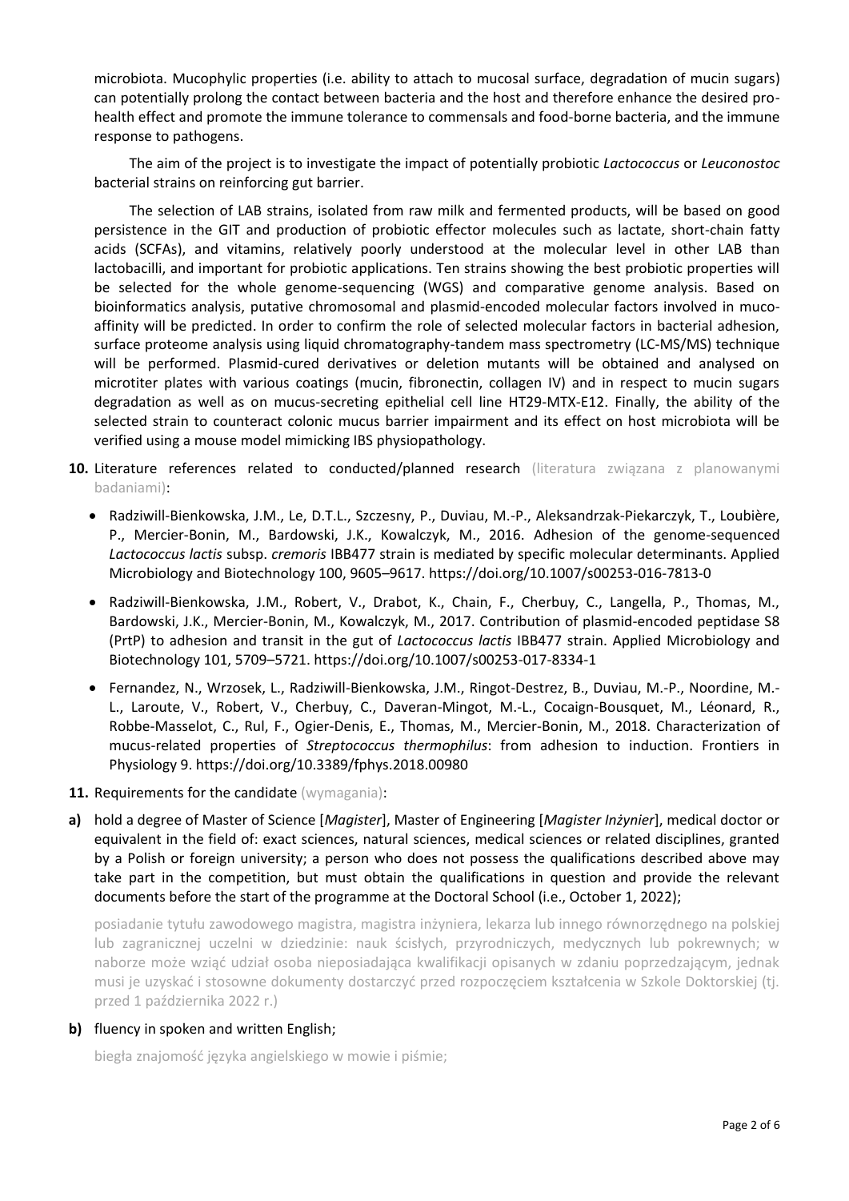microbiota. Mucophylic properties (i.e. ability to attach to mucosal surface, degradation of mucin sugars) can potentially prolong the contact between bacteria and the host and therefore enhance the desired pro-health effect and promote the immune tolerance to commensals and food-borne bacteria, and the immune response to pathogens.

The aim of the project is to investigate the impact of potentially probiotic *Lactococcus* or *Leuconostoc* bacterial strains on reinforcing gut barrier.

The selection of LAB strains, isolated from raw milk and fermented products, will be based on good persistence in the GIT and production of probiotic effector molecules such as lactate, short-chain fatty acids (SCFAs), and vitamins, relatively poorly understood at the molecular level in other LAB than lactobacilli, and important for probiotic applications. Ten strains showing the best probiotic properties will be selected for the whole genome-sequencing (WGS) and comparative genome analysis. Based on bioinformatics analysis, putative chromosomal and plasmid-encoded molecular factors involved in muco-affinity will be predicted. In order to confirm the role of selected molecular factors in bacterial adhesion, surface proteome analysis using liquid chromatography-tandem mass spectrometry (LC-MS/MS) technique will be performed. Plasmid-cured derivatives or deletion mutants will be obtained and analysed on microtiter plates with various coatings (mucin, fibronectin, collagen IV) and in respect to mucin sugars degradation as well as on mucus-secreting epithelial cell line HT29-MTX-E12. Finally, the ability of the selected strain to counteract colonic mucus barrier impairment and its effect on host microbiota will be verified using a mouse model mimicking IBS physiopathology.

**10.** Literature references related to conducted/planned research (literatura związana z planowanymi badaniami):

- Radziwill-Bienkowska, J.M., Le, D.T.L., Szczesny, P., Duviau, M.-P., Aleksandrzak-Piekarczyk, T., Loubière, P., Mercier-Bonin, M., Bardowski, J.K., Kowalczyk, M., 2016. Adhesion of the genome-sequenced *Lactococcus lactis* subsp. *cremoris* IBB477 strain is mediated by specific molecular determinants. Applied Microbiology and Biotechnology 100, 9605–9617. https://doi.org/10.1007/s00253-016-7813-0
- Radziwill-Bienkowska, J.M., Robert, V., Drabot, K., Chain, F., Cherbuy, C., Langella, P., Thomas, M., Bardowski, J.K., Mercier-Bonin, M., Kowalczyk, M., 2017. Contribution of plasmid-encoded peptidase S8 (PrtP) to adhesion and transit in the gut of *Lactococcus lactis* IBB477 strain. Applied Microbiology and Biotechnology 101, 5709–5721. https://doi.org/10.1007/s00253-017-8334-1
- Fernandez, N., Wrzosek, L., Radziwill-Bienkowska, J.M., Ringot-Destrez, B., Duviau, M.-P., Noordine, M.-L., Laroute, V., Robert, V., Cherbuy, C., Daveran-Mingot, M.-L., Cocaign-Bousquet, M., Léonard, R., Robbe-Masselot, C., Rul, F., Ogier-Denis, E., Thomas, M., Mercier-Bonin, M., 2018. Characterization of mucus-related properties of *Streptococcus thermophilus*: from adhesion to induction. Frontiers in Physiology 9. https://doi.org/10.3389/fphys.2018.00980

**11.** Requirements for the candidate (wymagania):

**a)** hold a degree of Master of Science [*Magister*], Master of Engineering [*Magister Inżynier*], medical doctor or equivalent in the field of: exact sciences, natural sciences, medical sciences or related disciplines, granted by a Polish or foreign university; a person who does not possess the qualifications described above may take part in the competition, but must obtain the qualifications in question and provide the relevant documents before the start of the programme at the Doctoral School (i.e., October 1, 2022);

posiadanie tytułu zawodowego magistra, magistra inżyniera, lekarza lub innego równorzędnego na polskiej lub zagranicznej uczelni w dziedzinie: nauk ścisłych, przyrodniczych, medycznych lub pokrewnych; w naborze może wziąć udział osoba nieposiadająca kwalifikacji opisanych w zdaniu poprzedzającym, jednak musi je uzyskać i stosowne dokumenty dostarczyć przed rozpoczęciem kształcenia w Szkole Doktorskiej (tj. przed 1 października 2022 r.)

**b)** fluency in spoken and written English;

biegła znajomość języka angielskiego w mowie i piśmie;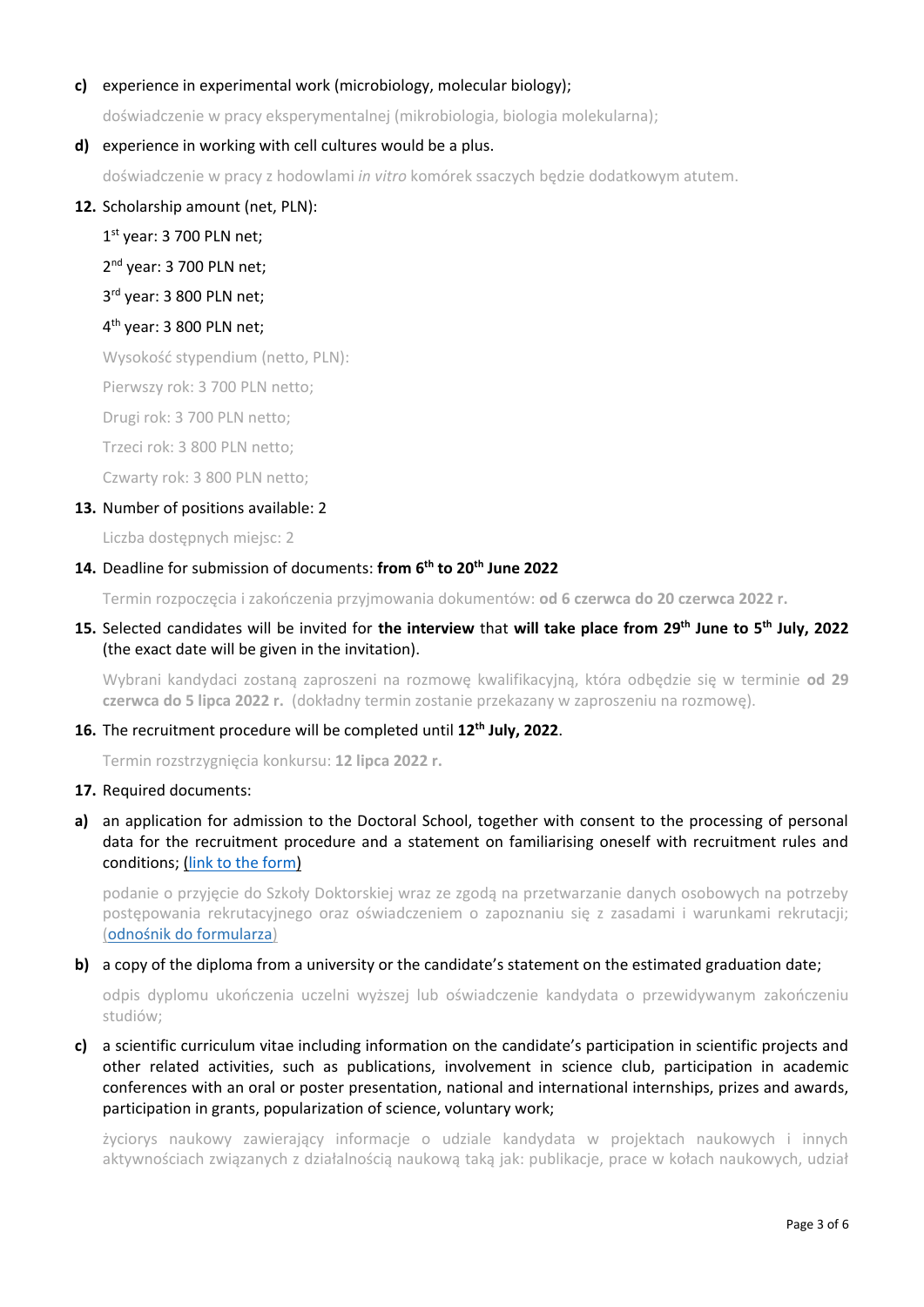**c)** experience in experimental work (microbiology, molecular biology);

doświadczenie w pracy eksperymentalnej (mikrobiologia, biologia molekularna);

**d)** experience in working with cell cultures would be a plus.

doświadczenie w pracy z hodowlami *in vitro* komórek ssaczych będzie dodatkowym atutem.

**12.** Scholarship amount (net, PLN):

1st year: 3 700 PLN net;

2nd year: 3 700 PLN net;

3rd year: 3 800 PLN net;

4th year: 3 800 PLN net;

Wysokość stypendium (netto, PLN):

Pierwszy rok: 3 700 PLN netto;

Drugi rok: 3 700 PLN netto;

Trzeci rok: 3 800 PLN netto;

Czwarty rok: 3 800 PLN netto;

**13.** Number of positions available: 2

Liczba dostępnych miejsc: 2

**14.** Deadline for submission of documents: **from 6th to 20th June 2022**

Termin rozpoczęcia i zakończenia przyjmowania dokumentów: **od 6 czerwca do 20 czerwca 2022 r.**

**15.** Selected candidates will be invited for **the interview** that **will take place from 29th June to 5th July, 2022** (the exact date will be given in the invitation).

Wybrani kandydaci zostaną zaproszeni na rozmowę kwalifikacyjną, która odbędzie się w terminie **od 29 czerwca do 5 lipca 2022 r.** (dokładny termin zostanie przekazany w zaproszeniu na rozmowę).

**16.** The recruitment procedure will be completed until **12th July, 2022**.

Termin rozstrzygnięcia konkursu: **12 lipca 2022 r.**

**17.** Required documents:

**a)** an application for admission to the Doctoral School, together with consent to the processing of personal data for the recruitment procedure and a statement on familiarising oneself with recruitment rules and conditions; (link to the form)

podanie o przyjęcie do Szkoły Doktorskiej wraz ze zgodą na przetwarzanie danych osobowych na potrzeby postępowania rekrutacyjnego oraz oświadczeniem o zapoznaniu się z zasadami i warunkami rekrutacji; (odnośnik do formularza)

**b)** a copy of the diploma from a university or the candidate's statement on the estimated graduation date;

odpis dyplomu ukończenia uczelni wyższej lub oświadczenie kandydata o przewidywanym zakończeniu studiów;

**c)** a scientific curriculum vitae including information on the candidate's participation in scientific projects and other related activities, such as publications, involvement in science club, participation in academic conferences with an oral or poster presentation, national and international internships, prizes and awards, participation in grants, popularization of science, voluntary work;

życiorys naukowy zawierający informacje o udziale kandydata w projektach naukowych i innych aktywnościach związanych z działalnością naukową taką jak: publikacje, prace w kołach naukowych, udział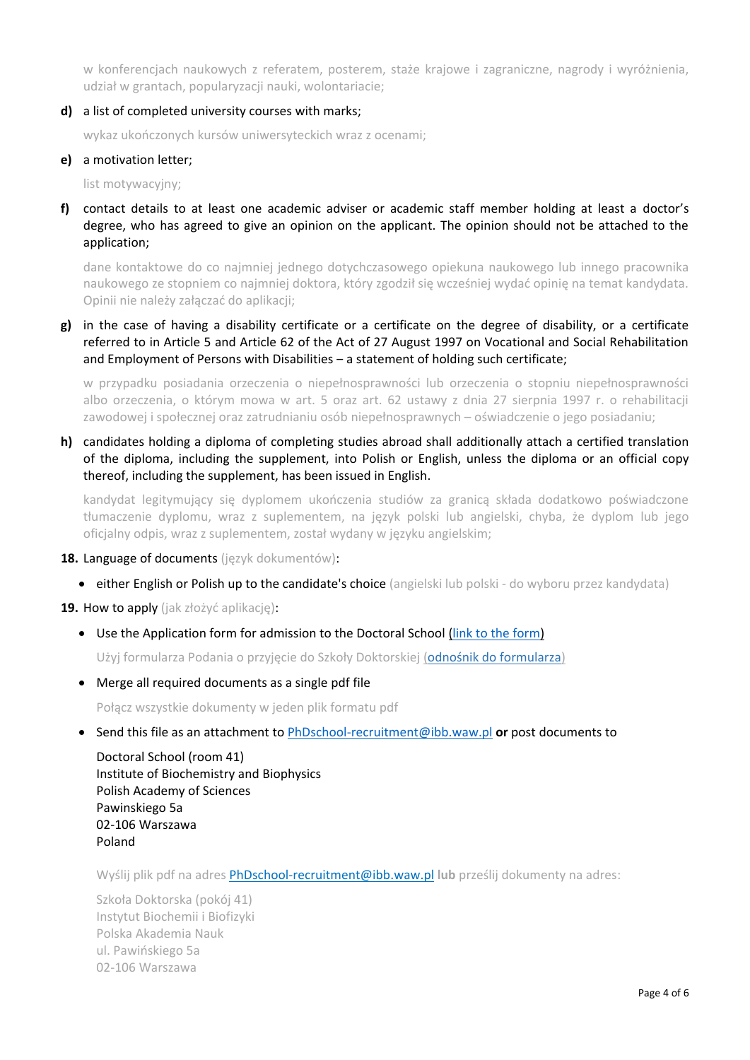w konferencjach naukowych z referatem, posterem, staże krajowe i zagraniczne, nagrody i wyróżnienia, udział w grantach, popularyzacji nauki, wolontariacie;

**d)** a list of completed university courses with marks;

wykaz ukończonych kursów uniwersyteckich wraz z ocenami;

**e)** a motivation letter;

list motywacyjny;

**f)** contact details to at least one academic adviser or academic staff member holding at least a doctor's degree, who has agreed to give an opinion on the applicant. The opinion should not be attached to the application;

dane kontaktowe do co najmniej jednego dotychczasowego opiekuna naukowego lub innego pracownika naukowego ze stopniem co najmniej doktora, który zgodził się wcześniej wydać opinię na temat kandydata. Opinii nie należy załączać do aplikacji;

**g)** in the case of having a disability certificate or a certificate on the degree of disability, or a certificate referred to in Article 5 and Article 62 of the Act of 27 August 1997 on Vocational and Social Rehabilitation and Employment of Persons with Disabilities – a statement of holding such certificate;

w przypadku posiadania orzeczenia o niepełnosprawności lub orzeczenia o stopniu niepełnosprawności albo orzeczenia, o którym mowa w art. 5 oraz art. 62 ustawy z dnia 27 sierpnia 1997 r. o rehabilitacji zawodowej i społecznej oraz zatrudnianiu osób niepełnosprawnych – oświadczenie o jego posiadaniu;

**h)** candidates holding a diploma of completing studies abroad shall additionally attach a certified translation of the diploma, including the supplement, into Polish or English, unless the diploma or an official copy thereof, including the supplement, has been issued in English.

kandydat legitymujący się dyplomem ukończenia studiów za granicą składa dodatkowo poświadczone tłumaczenie dyplomu, wraz z suplementem, na język polski lub angielski, chyba, że dyplom lub jego oficjalny odpis, wraz z suplementem, został wydany w języku angielskim;

**18.** Language of documents (język dokumentów):

- either English or Polish up to the candidate's choice (angielski lub polski - do wyboru przez kandydata)

**19.** How to apply (jak złożyć aplikację):

- Use the Application form for admission to the Doctoral School (link to the form)

  Użyj formularza Podania o przyjęcie do Szkoły Doktorskiej (odnośnik do formularza)

- Merge all required documents as a single pdf file

  Połącz wszystkie dokumenty w jeden plik formatu pdf

- Send this file as an attachment to PhDschool-recruitment@ibb.waw.pl **or** post documents to

  Doctoral School (room 41)
  Institute of Biochemistry and Biophysics
  Polish Academy of Sciences
  Pawinskiego 5a
  02-106 Warszawa
  Poland

  Wyślij plik pdf na adres PhDschool-recruitment@ibb.waw.pl **lub** prześlij dokumenty na adres:

  Szkoła Doktorska (pokój 41)
  Instytut Biochemii i Biofizyki
  Polska Akademia Nauk
  ul. Pawińskiego 5a
  02-106 Warszawa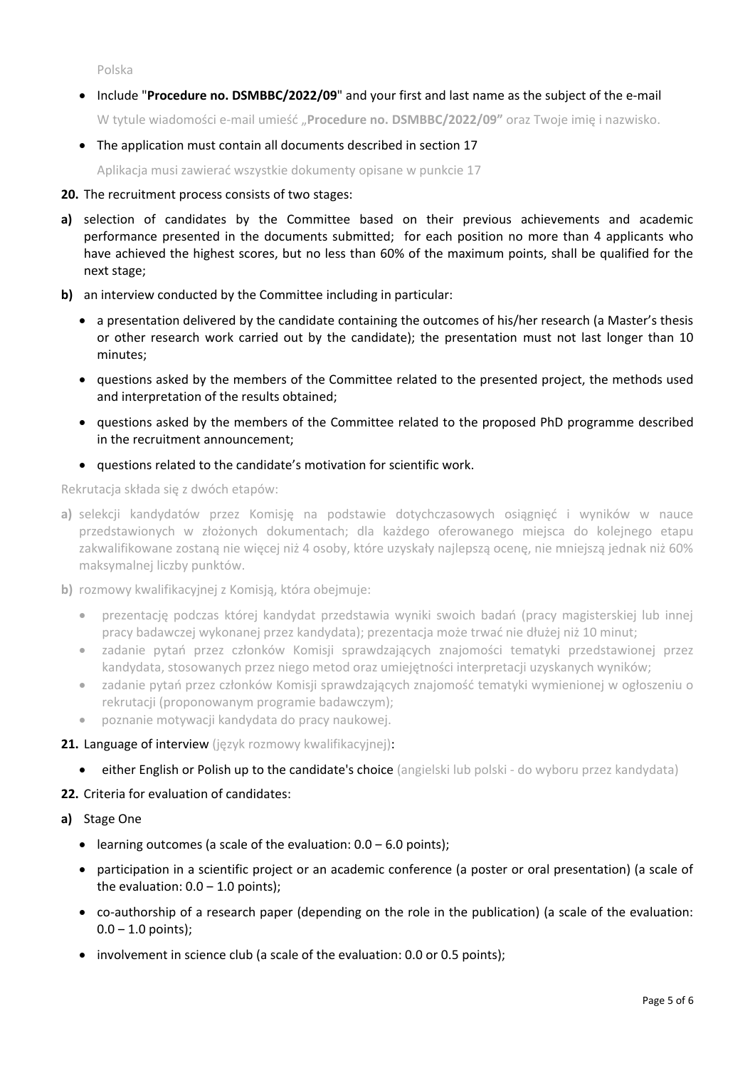Polska

- Include "**Procedure no. DSMBBC/2022/09**" and your first and last name as the subject of the e-mail

  W tytule wiadomości e-mail umieść „**Procedure no. DSMBBC/2022/09"** oraz Twoje imię i nazwisko.

- The application must contain all documents described in section 17

  Aplikacja musi zawierać wszystkie dokumenty opisane w punkcie 17

**20.** The recruitment process consists of two stages:

**a)** selection of candidates by the Committee based on their previous achievements and academic performance presented in the documents submitted; for each position no more than 4 applicants who have achieved the highest scores, but no less than 60% of the maximum points, shall be qualified for the next stage;

**b)** an interview conducted by the Committee including in particular:

- a presentation delivered by the candidate containing the outcomes of his/her research (a Master's thesis or other research work carried out by the candidate); the presentation must not last longer than 10 minutes;
- questions asked by the members of the Committee related to the presented project, the methods used and interpretation of the results obtained;
- questions asked by the members of the Committee related to the proposed PhD programme described in the recruitment announcement;
- questions related to the candidate's motivation for scientific work.

Rekrutacja składa się z dwóch etapów:

**a)** selekcji kandydatów przez Komisję na podstawie dotychczasowych osiągnięć i wyników w nauce przedstawionych w złożonych dokumentach; dla każdego oferowanego miejsca do kolejnego etapu zakwalifikowane zostaną nie więcej niż 4 osoby, które uzyskały najlepszą ocenę, nie mniejszą jednak niż 60% maksymalnej liczby punktów.

**b)** rozmowy kwalifikacyjnej z Komisją, która obejmuje:

- prezentację podczas której kandydat przedstawia wyniki swoich badań (pracy magisterskiej lub innej pracy badawczej wykonanej przez kandydata); prezentacja może trwać nie dłużej niż 10 minut;
- zadanie pytań przez członków Komisji sprawdzających znajomości tematyki przedstawionej przez kandydata, stosowanych przez niego metod oraz umiejętności interpretacji uzyskanych wyników;
- zadanie pytań przez członków Komisji sprawdzających znajomość tematyki wymienionej w ogłoszeniu o rekrutacji (proponowanym programie badawczym);
- poznanie motywacji kandydata do pracy naukowej.

**21.** Language of interview (język rozmowy kwalifikacyjnej):

- either English or Polish up to the candidate's choice (angielski lub polski - do wyboru przez kandydata)

**22.** Criteria for evaluation of candidates:

**a)** Stage One

- learning outcomes (a scale of the evaluation: 0.0 – 6.0 points);
- participation in a scientific project or an academic conference (a poster or oral presentation) (a scale of the evaluation: 0.0 – 1.0 points);
- co-authorship of a research paper (depending on the role in the publication) (a scale of the evaluation: 0.0 – 1.0 points);
- involvement in science club (a scale of the evaluation: 0.0 or 0.5 points);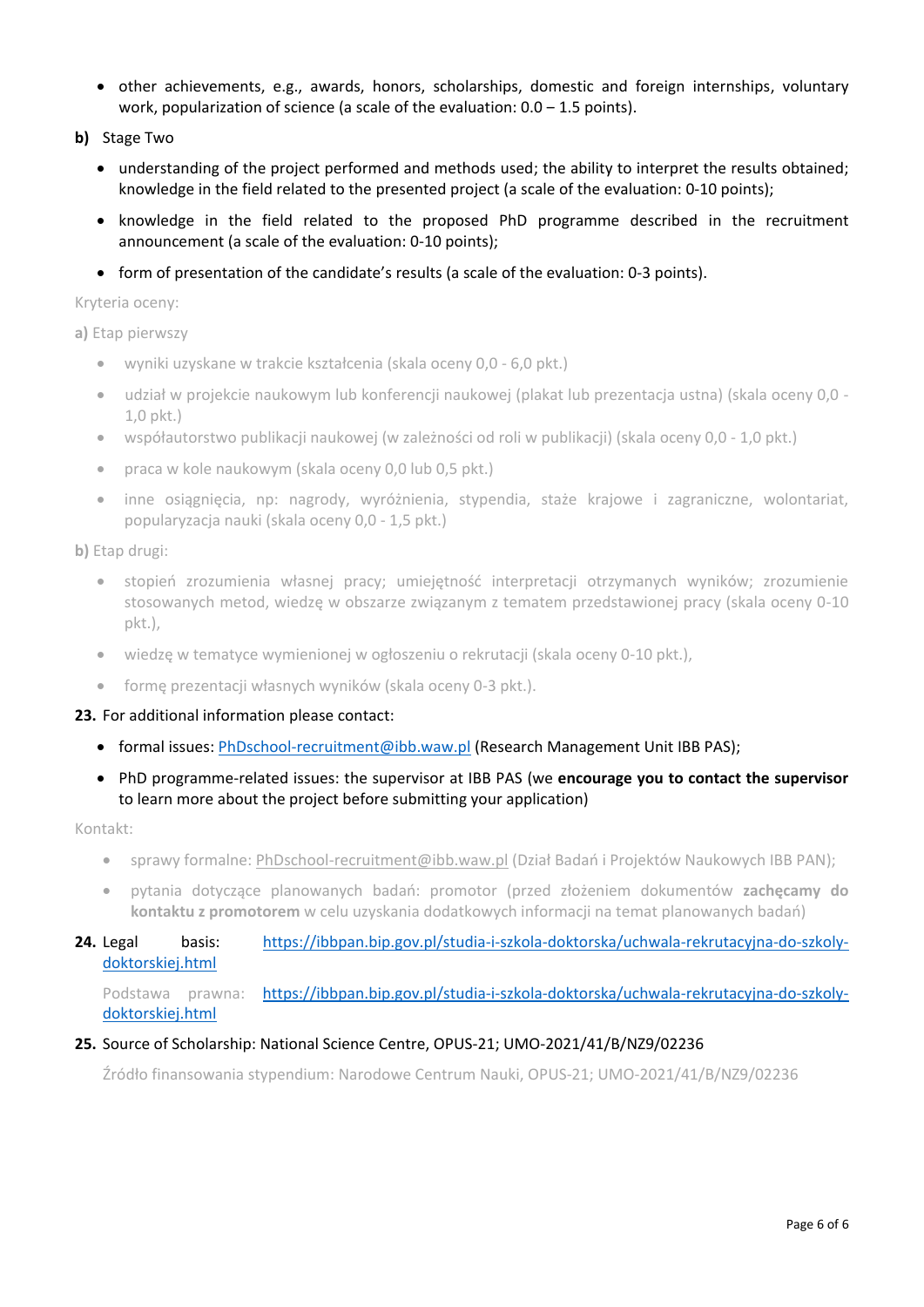- other achievements, e.g., awards, honors, scholarships, domestic and foreign internships, voluntary work, popularization of science (a scale of the evaluation: 0.0 – 1.5 points).

**b)** Stage Two

- understanding of the project performed and methods used; the ability to interpret the results obtained; knowledge in the field related to the presented project (a scale of the evaluation: 0-10 points);
- knowledge in the field related to the proposed PhD programme described in the recruitment announcement (a scale of the evaluation: 0-10 points);
- form of presentation of the candidate's results (a scale of the evaluation: 0-3 points).

Kryteria oceny:

**a)** Etap pierwszy

- wyniki uzyskane w trakcie kształcenia (skala oceny 0,0 - 6,0 pkt.)
- udział w projekcie naukowym lub konferencji naukowej (plakat lub prezentacja ustna) (skala oceny 0,0 - 1,0 pkt.)
- współautorstwo publikacji naukowej (w zależności od roli w publikacji) (skala oceny 0,0 - 1,0 pkt.)
- praca w kole naukowym (skala oceny 0,0 lub 0,5 pkt.)
- inne osiągnięcia, np: nagrody, wyróżnienia, stypendia, staże krajowe i zagraniczne, wolontariat, popularyzacja nauki (skala oceny 0,0 - 1,5 pkt.)

**b)** Etap drugi:

- stopień zrozumienia własnej pracy; umiejętność interpretacji otrzymanych wyników; zrozumienie stosowanych metod, wiedzę w obszarze związanym z tematem przedstawionej pracy (skala oceny 0-10 pkt.),
- wiedzę w tematyce wymienionej w ogłoszeniu o rekrutacji (skala oceny 0-10 pkt.),
- formę prezentacji własnych wyników (skala oceny 0-3 pkt.).

**23.** For additional information please contact:

- formal issues: PhDschool-recruitment@ibb.waw.pl (Research Management Unit IBB PAS);
- PhD programme-related issues: the supervisor at IBB PAS (we **encourage you to contact the supervisor** to learn more about the project before submitting your application)

Kontakt:

- sprawy formalne: PhDschool-recruitment@ibb.waw.pl (Dział Badań i Projektów Naukowych IBB PAN);
- pytania dotyczące planowanych badań: promotor (przed złożeniem dokumentów **zachęcamy do kontaktu z promotorem** w celu uzyskania dodatkowych informacji na temat planowanych badań)

**24.** Legal basis: https://ibbpan.bip.gov.pl/studia-i-szkola-doktorska/uchwala-rekrutacyjna-do-szkoly-doktorskiej.html

Podstawa prawna: https://ibbpan.bip.gov.pl/studia-i-szkola-doktorska/uchwala-rekrutacyjna-do-szkoly-doktorskiej.html

**25.** Source of Scholarship: National Science Centre, OPUS-21; UMO-2021/41/B/NZ9/02236

Źródło finansowania stypendium: Narodowe Centrum Nauki, OPUS-21; UMO-2021/41/B/NZ9/02236